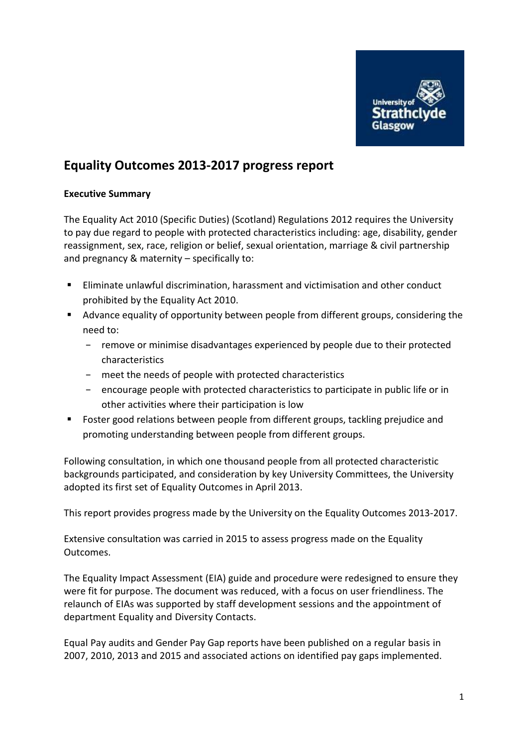# Equality Outcomes 2013-2017 progress report

**Executive Summary**

The Equality Act 2010 (Specific Duties) (Scotland) Regulations 2012 requires the University to pay due regard to people with protected characteristics including: age, disability, gender reassignment, sex, race, religion or belief, sexual orientation, marriage & civil partnership and pregnancy & maternity – specifically to:

- Eliminate unlawful discrimination, harassment and victimisation and other conduct prohibited by the Equality Act 2010.
- Advance equality of opportunity between people from different groups, considering the need to:
  - remove or minimise disadvantages experienced by people due to their protected characteristics
  - meet the needs of people with protected characteristics
  - encourage people with protected characteristics to participate in public life or in other activities where their participation is low
- Foster good relations between people from different groups, tackling prejudice and promoting understanding between people from different groups.

Following consultation, in which one thousand people from all protected characteristic backgrounds participated, and consideration by key University Committees, the University adopted its first set of Equality Outcomes in April 2013.

This report provides progress made by the University on the Equality Outcomes 2013-2017.

Extensive consultation was carried in 2015 to assess progress made on the Equality Outcomes.

The Equality Impact Assessment (EIA) guide and procedure were redesigned to ensure they were fit for purpose. The document was reduced, with a focus on user friendliness. The relaunch of EIAs was supported by staff development sessions and the appointment of department Equality and Diversity Contacts.

Equal Pay audits and Gender Pay Gap reports have been published on a regular basis in 2007, 2010, 2013 and 2015 and associated actions on identified pay gaps implemented.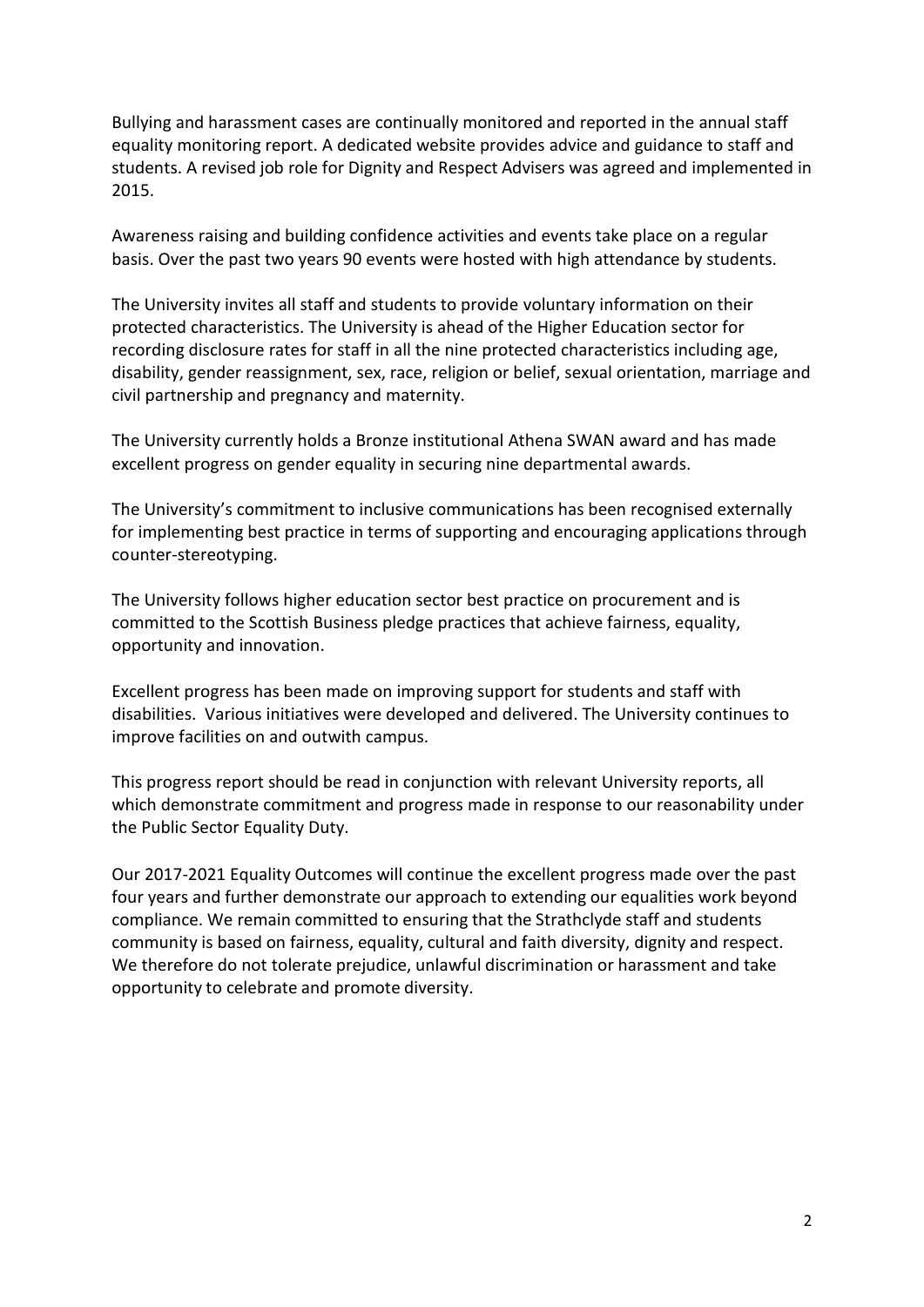Bullying and harassment cases are continually monitored and reported in the annual staff equality monitoring report. A dedicated website provides advice and guidance to staff and students. A revised job role for Dignity and Respect Advisers was agreed and implemented in 2015.

Awareness raising and building confidence activities and events take place on a regular basis. Over the past two years 90 events were hosted with high attendance by students.

The University invites all staff and students to provide voluntary information on their protected characteristics. The University is ahead of the Higher Education sector for recording disclosure rates for staff in all the nine protected characteristics including age, disability, gender reassignment, sex, race, religion or belief, sexual orientation, marriage and civil partnership and pregnancy and maternity.

The University currently holds a Bronze institutional Athena SWAN award and has made excellent progress on gender equality in securing nine departmental awards.

The University's commitment to inclusive communications has been recognised externally for implementing best practice in terms of supporting and encouraging applications through counter-stereotyping.

The University follows higher education sector best practice on procurement and is committed to the Scottish Business pledge practices that achieve fairness, equality, opportunity and innovation.

Excellent progress has been made on improving support for students and staff with disabilities. Various initiatives were developed and delivered. The University continues to improve facilities on and outwith campus.

This progress report should be read in conjunction with relevant University reports, all which demonstrate commitment and progress made in response to our reasonability under the Public Sector Equality Duty.

Our 2017-2021 Equality Outcomes will continue the excellent progress made over the past four years and further demonstrate our approach to extending our equalities work beyond compliance. We remain committed to ensuring that the Strathclyde staff and students community is based on fairness, equality, cultural and faith diversity, dignity and respect. We therefore do not tolerate prejudice, unlawful discrimination or harassment and take opportunity to celebrate and promote diversity.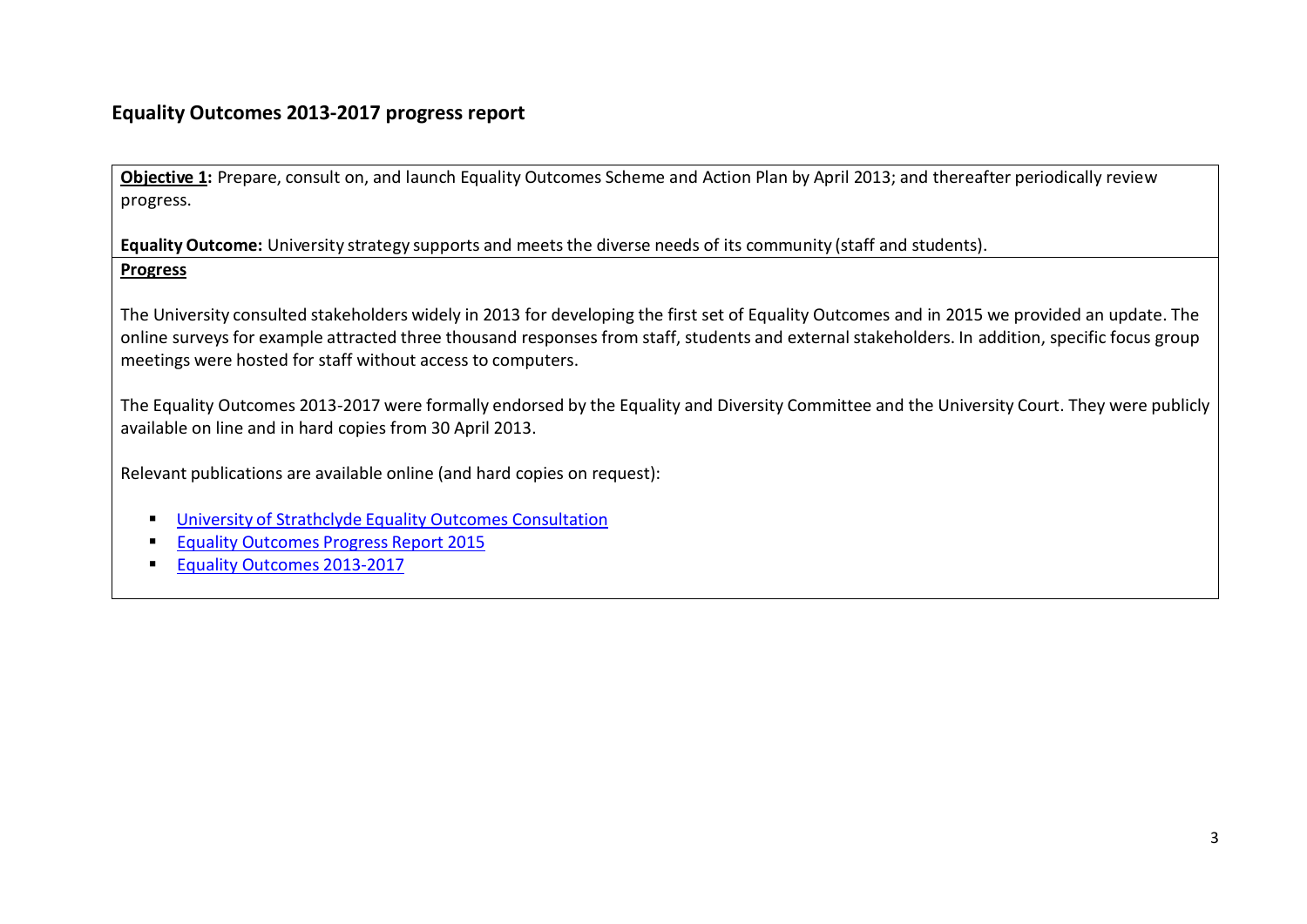## Equality Outcomes 2013-2017 progress report

**Objective 1:** Prepare, consult on, and launch Equality Outcomes Scheme and Action Plan by April 2013; and thereafter periodically review progress.

**Equality Outcome:** University strategy supports and meets the diverse needs of its community (staff and students).

**Progress**

The University consulted stakeholders widely in 2013 for developing the first set of Equality Outcomes and in 2015 we provided an update. The online surveys for example attracted three thousand responses from staff, students and external stakeholders. In addition, specific focus group meetings were hosted for staff without access to computers.

The Equality Outcomes 2013-2017 were formally endorsed by the Equality and Diversity Committee and the University Court. They were publicly available on line and in hard copies from 30 April 2013.

Relevant publications are available online (and hard copies on request):

- University of Strathclyde Equality Outcomes Consultation
- Equality Outcomes Progress Report 2015
- Equality Outcomes 2013-2017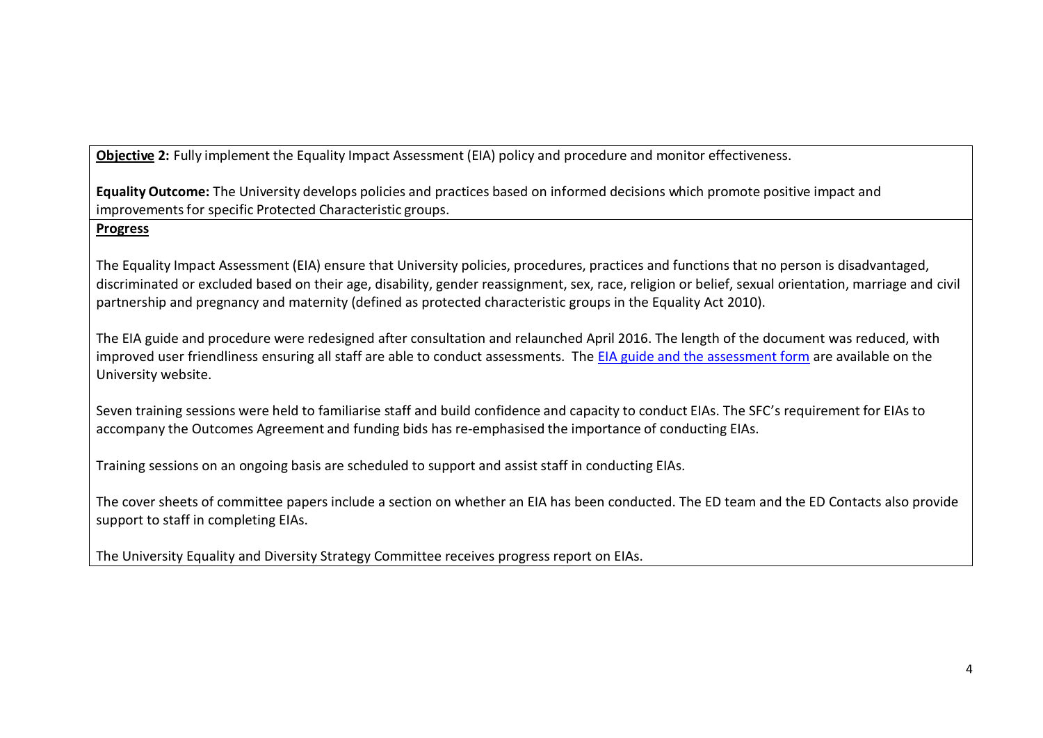**Objective 2:** Fully implement the Equality Impact Assessment (EIA) policy and procedure and monitor effectiveness.

**Equality Outcome:** The University develops policies and practices based on informed decisions which promote positive impact and improvements for specific Protected Characteristic groups.

**Progress**

The Equality Impact Assessment (EIA) ensure that University policies, procedures, practices and functions that no person is disadvantaged, discriminated or excluded based on their age, disability, gender reassignment, sex, race, religion or belief, sexual orientation, marriage and civil partnership and pregnancy and maternity (defined as protected characteristic groups in the Equality Act 2010).

The EIA guide and procedure were redesigned after consultation and relaunched April 2016. The length of the document was reduced, with improved user friendliness ensuring all staff are able to conduct assessments. The EIA guide and the assessment form are available on the University website.

Seven training sessions were held to familiarise staff and build confidence and capacity to conduct EIAs. The SFC's requirement for EIAs to accompany the Outcomes Agreement and funding bids has re-emphasised the importance of conducting EIAs.

Training sessions on an ongoing basis are scheduled to support and assist staff in conducting EIAs.

The cover sheets of committee papers include a section on whether an EIA has been conducted. The ED team and the ED Contacts also provide support to staff in completing EIAs.

The University Equality and Diversity Strategy Committee receives progress report on EIAs.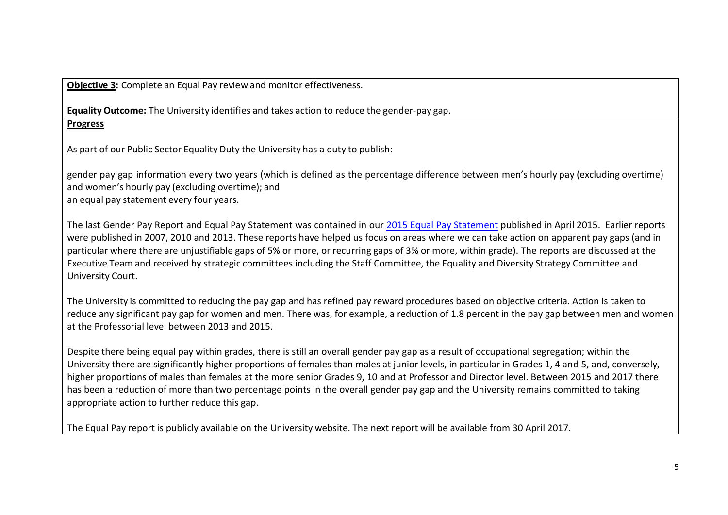**Objective 3:** Complete an Equal Pay review and monitor effectiveness.

**Equality Outcome:** The University identifies and takes action to reduce the gender-pay gap.

**Progress**

As part of our Public Sector Equality Duty the University has a duty to publish:

gender pay gap information every two years (which is defined as the percentage difference between men's hourly pay (excluding overtime) and women's hourly pay (excluding overtime); and
an equal pay statement every four years.

The last Gender Pay Report and Equal Pay Statement was contained in our 2015 Equal Pay Statement published in April 2015. Earlier reports were published in 2007, 2010 and 2013. These reports have helped us focus on areas where we can take action on apparent pay gaps (and in particular where there are unjustifiable gaps of 5% or more, or recurring gaps of 3% or more, within grade). The reports are discussed at the Executive Team and received by strategic committees including the Staff Committee, the Equality and Diversity Strategy Committee and University Court.

The University is committed to reducing the pay gap and has refined pay reward procedures based on objective criteria. Action is taken to reduce any significant pay gap for women and men. There was, for example, a reduction of 1.8 percent in the pay gap between men and women at the Professorial level between 2013 and 2015.

Despite there being equal pay within grades, there is still an overall gender pay gap as a result of occupational segregation; within the University there are significantly higher proportions of females than males at junior levels, in particular in Grades 1, 4 and 5, and, conversely, higher proportions of males than females at the more senior Grades 9, 10 and at Professor and Director level. Between 2015 and 2017 there has been a reduction of more than two percentage points in the overall gender pay gap and the University remains committed to taking appropriate action to further reduce this gap.

The Equal Pay report is publicly available on the University website. The next report will be available from 30 April 2017.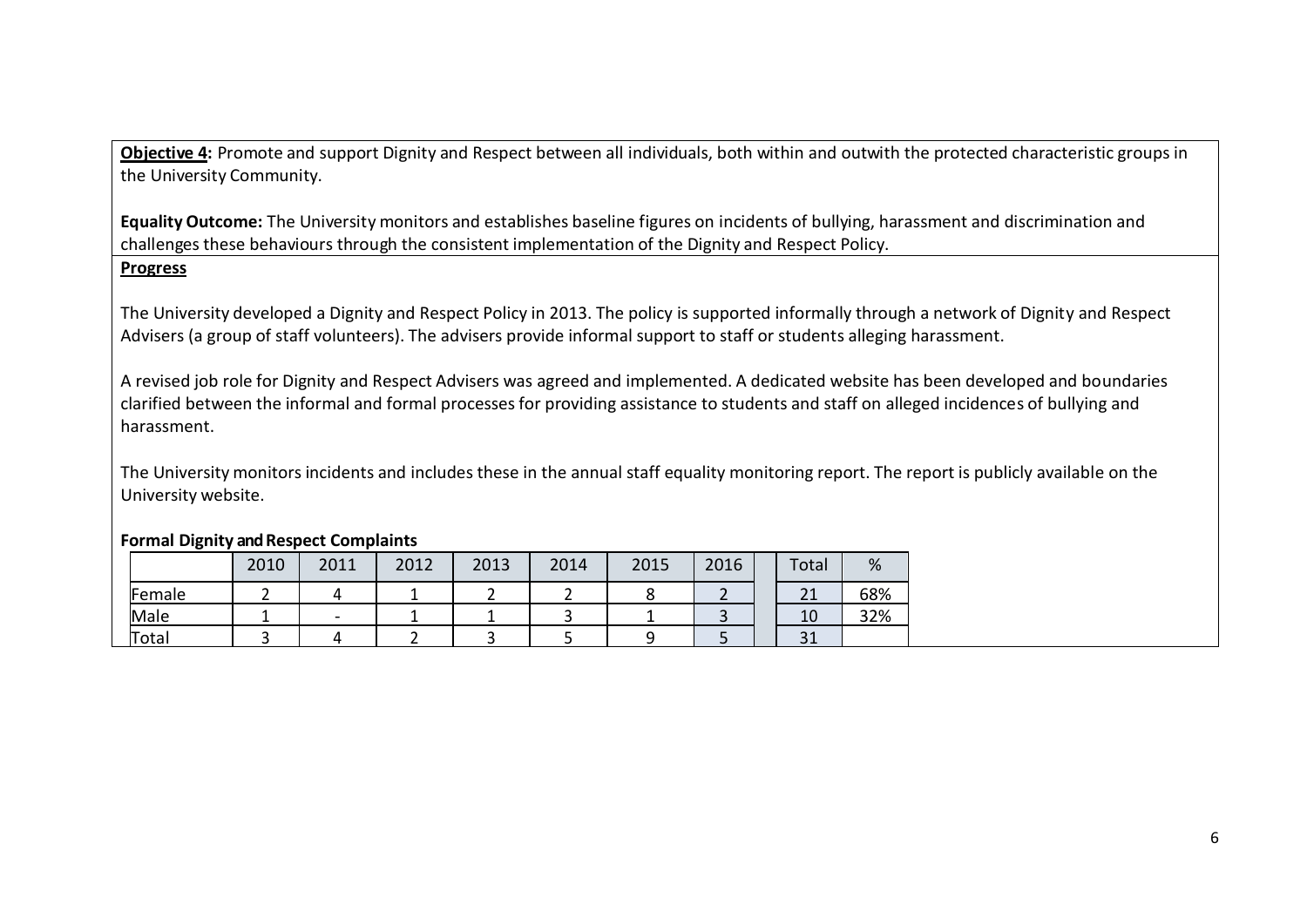**Objective 4:** Promote and support Dignity and Respect between all individuals, both within and outwith the protected characteristic groups in the University Community.

**Equality Outcome:** The University monitors and establishes baseline figures on incidents of bullying, harassment and discrimination and challenges these behaviours through the consistent implementation of the Dignity and Respect Policy.

**Progress**

The University developed a Dignity and Respect Policy in 2013. The policy is supported informally through a network of Dignity and Respect Advisers (a group of staff volunteers). The advisers provide informal support to staff or students alleging harassment.

A revised job role for Dignity and Respect Advisers was agreed and implemented. A dedicated website has been developed and boundaries clarified between the informal and formal processes for providing assistance to students and staff on alleged incidences of bullying and harassment.

The University monitors incidents and includes these in the annual staff equality monitoring report. The report is publicly available on the University website.

**Formal Dignity and Respect Complaints**

| | 2010 | 2011 | 2012 | 2013 | 2014 | 2015 | 2016 | | Total | % |
|---|---|---|---|---|---|---|---|---|---|---|
| Female | 2 | 4 | 1 | 2 | 2 | 8 | 2 | | 21 | 68% |
| Male | 1 | - | 1 | 1 | 3 | 1 | 3 | | 10 | 32% |
| Total | 3 | 4 | 2 | 3 | 5 | 9 | 5 | | 31 | |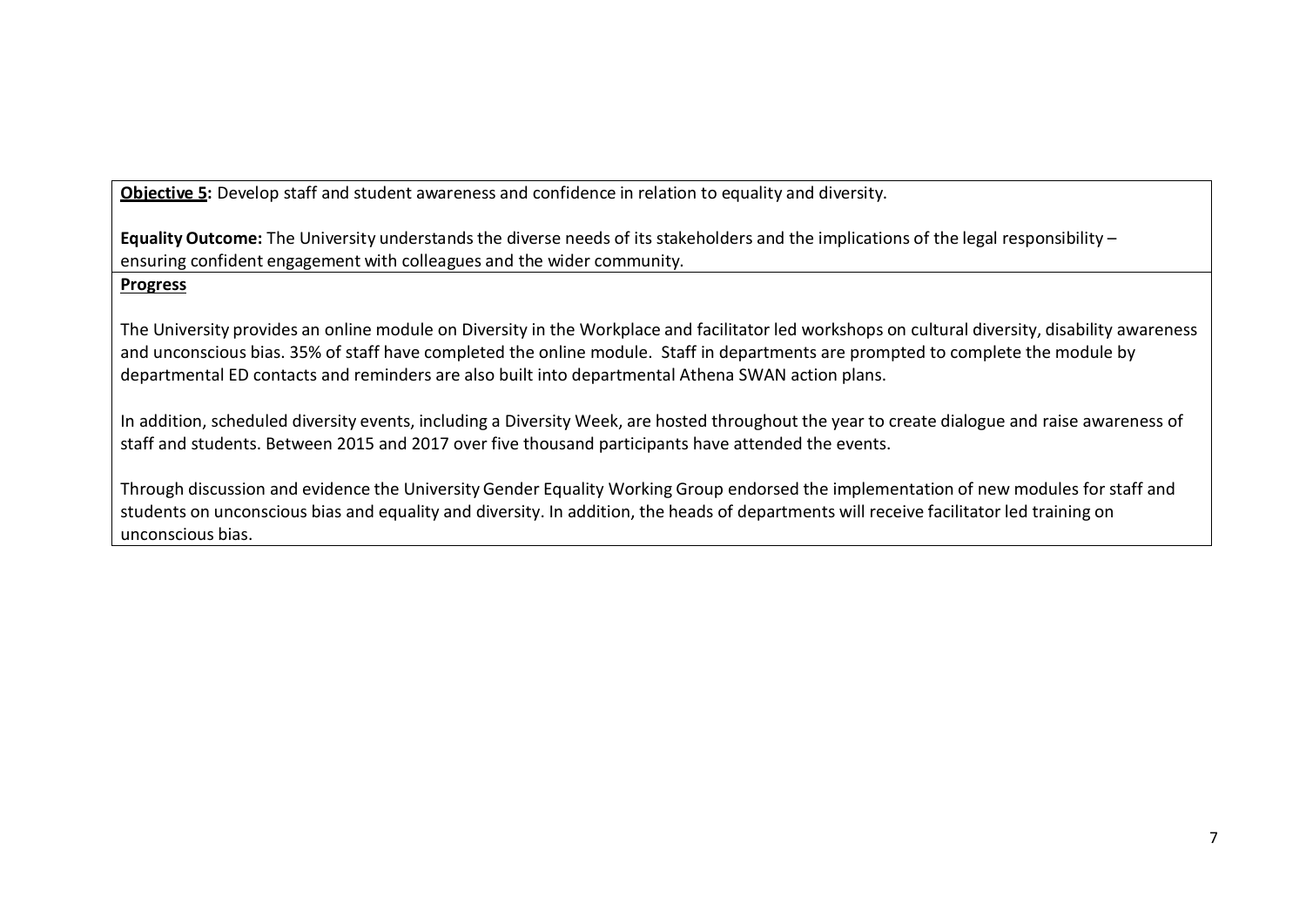**Objective 5:** Develop staff and student awareness and confidence in relation to equality and diversity.

**Equality Outcome:** The University understands the diverse needs of its stakeholders and the implications of the legal responsibility – ensuring confident engagement with colleagues and the wider community.

**Progress**

The University provides an online module on Diversity in the Workplace and facilitator led workshops on cultural diversity, disability awareness and unconscious bias. 35% of staff have completed the online module. Staff in departments are prompted to complete the module by departmental ED contacts and reminders are also built into departmental Athena SWAN action plans.

In addition, scheduled diversity events, including a Diversity Week, are hosted throughout the year to create dialogue and raise awareness of staff and students. Between 2015 and 2017 over five thousand participants have attended the events.

Through discussion and evidence the University Gender Equality Working Group endorsed the implementation of new modules for staff and students on unconscious bias and equality and diversity. In addition, the heads of departments will receive facilitator led training on unconscious bias.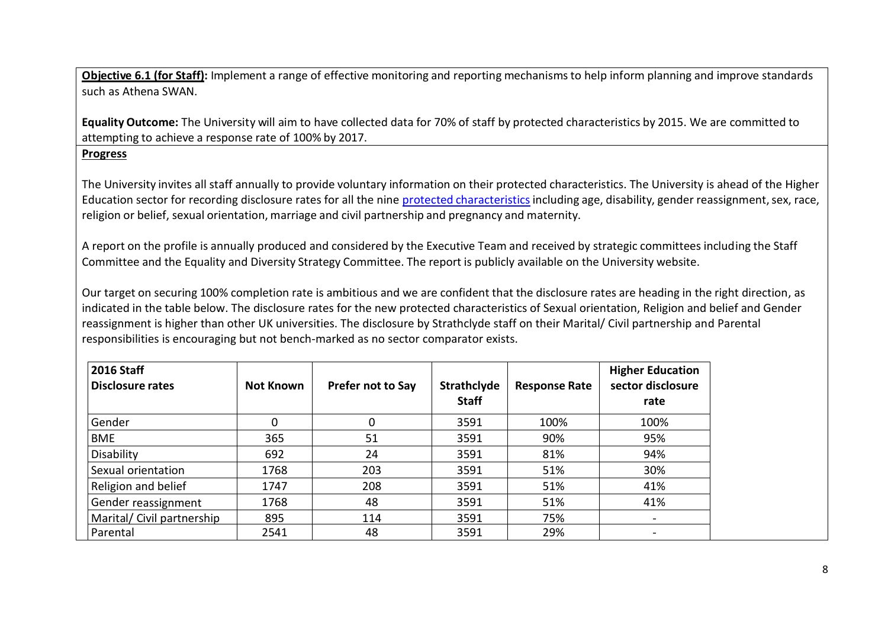**Objective 6.1 (for Staff):** Implement a range of effective monitoring and reporting mechanisms to help inform planning and improve standards such as Athena SWAN.

**Equality Outcome:** The University will aim to have collected data for 70% of staff by protected characteristics by 2015. We are committed to attempting to achieve a response rate of 100% by 2017.

**Progress**

The University invites all staff annually to provide voluntary information on their protected characteristics. The University is ahead of the Higher Education sector for recording disclosure rates for all the nine protected characteristics including age, disability, gender reassignment, sex, race, religion or belief, sexual orientation, marriage and civil partnership and pregnancy and maternity.

A report on the profile is annually produced and considered by the Executive Team and received by strategic committees including the Staff Committee and the Equality and Diversity Strategy Committee. The report is publicly available on the University website.

Our target on securing 100% completion rate is ambitious and we are confident that the disclosure rates are heading in the right direction, as indicated in the table below. The disclosure rates for the new protected characteristics of Sexual orientation, Religion and belief and Gender reassignment is higher than other UK universities. The disclosure by Strathclyde staff on their Marital/ Civil partnership and Parental responsibilities is encouraging but not bench-marked as no sector comparator exists.

| 2016 Staff Disclosure rates | Not Known | Prefer not to Say | Strathclyde Staff | Response Rate | Higher Education sector disclosure rate |
|---|---|---|---|---|---|
| Gender | 0 | 0 | 3591 | 100% | 100% |
| BME | 365 | 51 | 3591 | 90% | 95% |
| Disability | 692 | 24 | 3591 | 81% | 94% |
| Sexual orientation | 1768 | 203 | 3591 | 51% | 30% |
| Religion and belief | 1747 | 208 | 3591 | 51% | 41% |
| Gender reassignment | 1768 | 48 | 3591 | 51% | 41% |
| Marital/ Civil partnership | 895 | 114 | 3591 | 75% | - |
| Parental | 2541 | 48 | 3591 | 29% | - |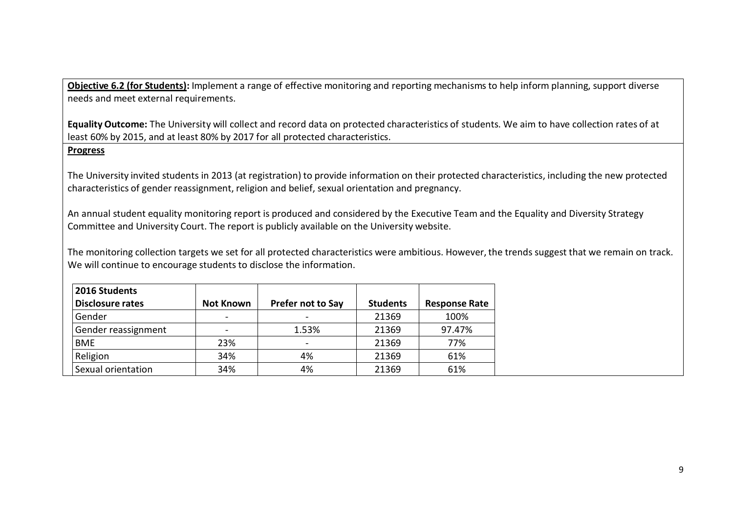**<u>Objective 6.2 (for Students):</u>** Implement a range of effective monitoring and reporting mechanisms to help inform planning, support diverse needs and meet external requirements.

**Equality Outcome:** The University will collect and record data on protected characteristics of students. We aim to have collection rates of at least 60% by 2015, and at least 80% by 2017 for all protected characteristics.

**<u>Progress</u>**

The University invited students in 2013 (at registration) to provide information on their protected characteristics, including the new protected characteristics of gender reassignment, religion and belief, sexual orientation and pregnancy.

An annual student equality monitoring report is produced and considered by the Executive Team and the Equality and Diversity Strategy Committee and University Court. The report is publicly available on the University website.

The monitoring collection targets we set for all protected characteristics were ambitious. However, the trends suggest that we remain on track. We will continue to encourage students to disclose the information.

| 2016 Students Disclosure rates | Not Known | Prefer not to Say | Students | Response Rate |
|---|---|---|---|---|
| Gender | - | - | 21369 | 100% |
| Gender reassignment | - | 1.53% | 21369 | 97.47% |
| BME | 23% | - | 21369 | 77% |
| Religion | 34% | 4% | 21369 | 61% |
| Sexual orientation | 34% | 4% | 21369 | 61% |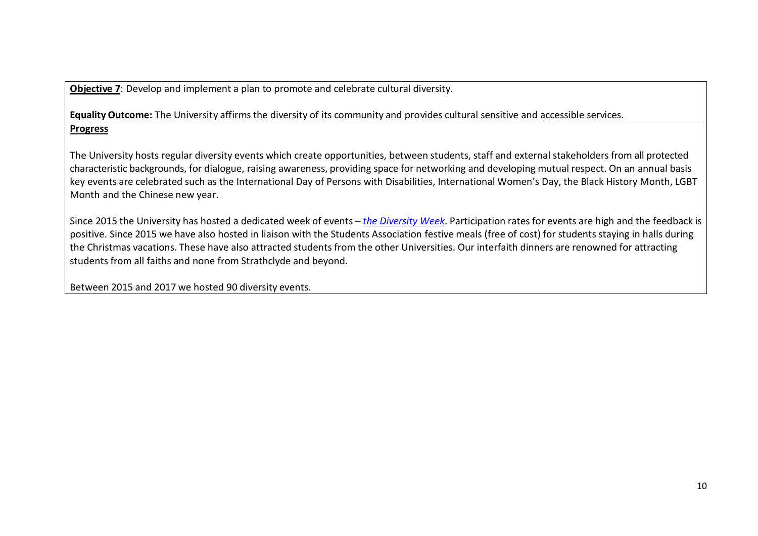**Objective 7**: Develop and implement a plan to promote and celebrate cultural diversity.

**Equality Outcome:** The University affirms the diversity of its community and provides cultural sensitive and accessible services.

**Progress**

The University hosts regular diversity events which create opportunities, between students, staff and external stakeholders from all protected characteristic backgrounds, for dialogue, raising awareness, providing space for networking and developing mutual respect. On an annual basis key events are celebrated such as the International Day of Persons with Disabilities, International Women's Day, the Black History Month, LGBT Month and the Chinese new year.

Since 2015 the University has hosted a dedicated week of events – *the Diversity Week*. Participation rates for events are high and the feedback is positive. Since 2015 we have also hosted in liaison with the Students Association festive meals (free of cost) for students staying in halls during the Christmas vacations. These have also attracted students from the other Universities. Our interfaith dinners are renowned for attracting students from all faiths and none from Strathclyde and beyond.

Between 2015 and 2017 we hosted 90 diversity events.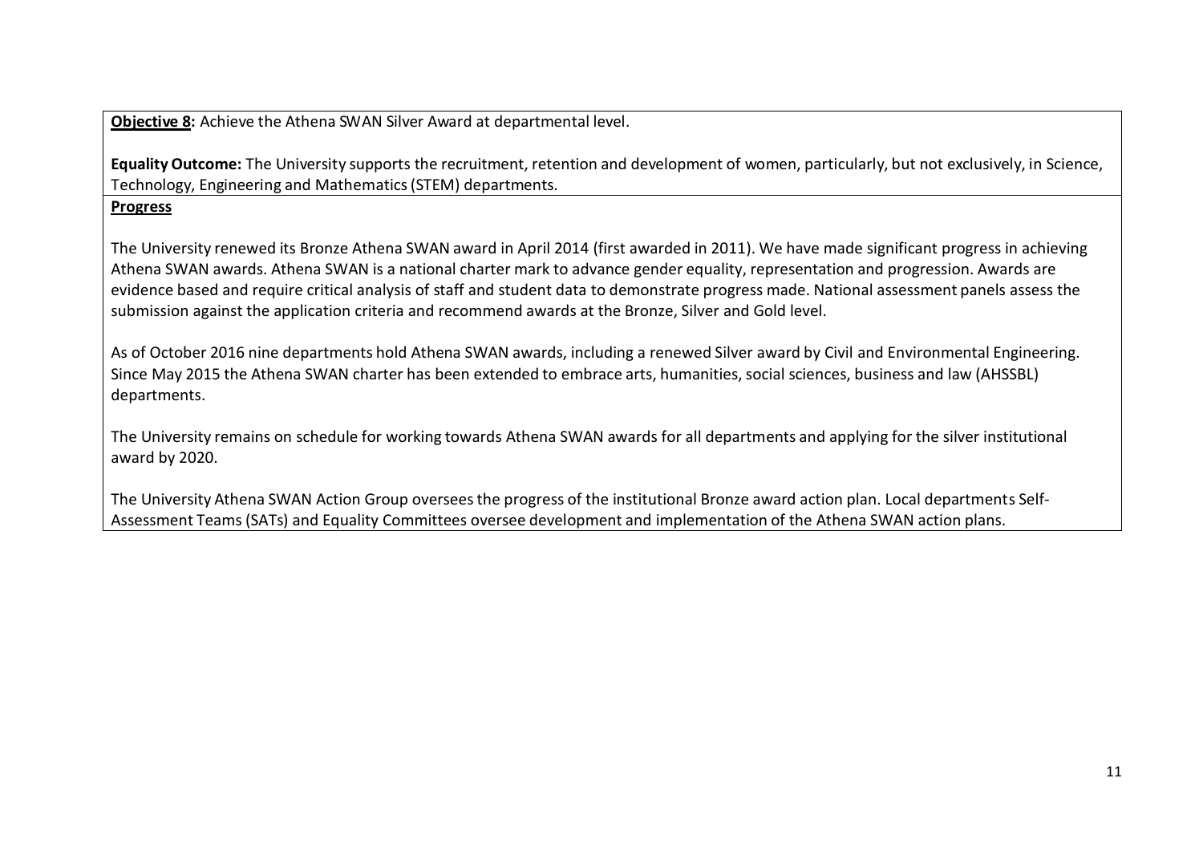**Objective 8:** Achieve the Athena SWAN Silver Award at departmental level.

**Equality Outcome:** The University supports the recruitment, retention and development of women, particularly, but not exclusively, in Science, Technology, Engineering and Mathematics (STEM) departments.

**Progress**

The University renewed its Bronze Athena SWAN award in April 2014 (first awarded in 2011). We have made significant progress in achieving Athena SWAN awards. Athena SWAN is a national charter mark to advance gender equality, representation and progression. Awards are evidence based and require critical analysis of staff and student data to demonstrate progress made. National assessment panels assess the submission against the application criteria and recommend awards at the Bronze, Silver and Gold level.

As of October 2016 nine departments hold Athena SWAN awards, including a renewed Silver award by Civil and Environmental Engineering. Since May 2015 the Athena SWAN charter has been extended to embrace arts, humanities, social sciences, business and law (AHSSBL) departments.

The University remains on schedule for working towards Athena SWAN awards for all departments and applying for the silver institutional award by 2020.

The University Athena SWAN Action Group oversees the progress of the institutional Bronze award action plan. Local departments Self-Assessment Teams (SATs) and Equality Committees oversee development and implementation of the Athena SWAN action plans.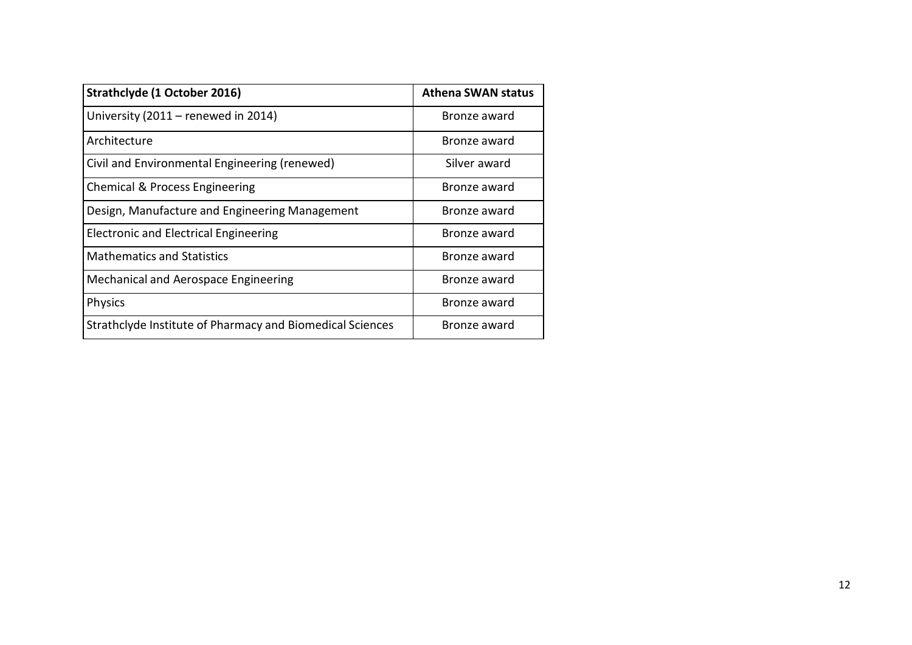| Strathclyde (1 October 2016) | Athena SWAN status |
|---|---|
| University (2011 – renewed in 2014) | Bronze award |
| Architecture | Bronze award |
| Civil and Environmental Engineering (renewed) | Silver award |
| Chemical & Process Engineering | Bronze award |
| Design, Manufacture and Engineering Management | Bronze award |
| Electronic and Electrical Engineering | Bronze award |
| Mathematics and Statistics | Bronze award |
| Mechanical and Aerospace Engineering | Bronze award |
| Physics | Bronze award |
| Strathclyde Institute of Pharmacy and Biomedical Sciences | Bronze award |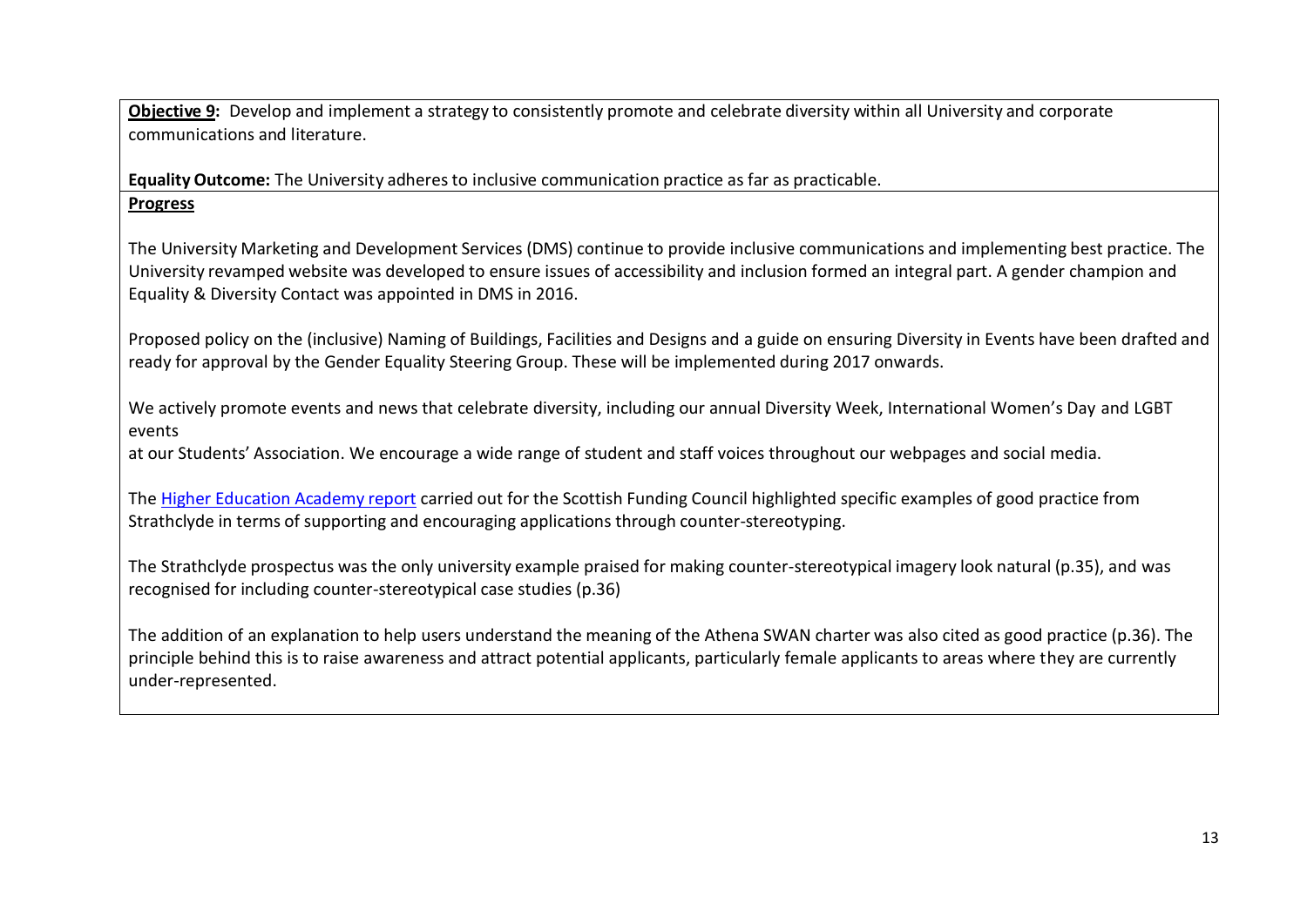**Objective 9:** Develop and implement a strategy to consistently promote and celebrate diversity within all University and corporate communications and literature.

**Equality Outcome:** The University adheres to inclusive communication practice as far as practicable.

**Progress**

The University Marketing and Development Services (DMS) continue to provide inclusive communications and implementing best practice. The University revamped website was developed to ensure issues of accessibility and inclusion formed an integral part. A gender champion and Equality & Diversity Contact was appointed in DMS in 2016.

Proposed policy on the (inclusive) Naming of Buildings, Facilities and Designs and a guide on ensuring Diversity in Events have been drafted and ready for approval by the Gender Equality Steering Group. These will be implemented during 2017 onwards.

We actively promote events and news that celebrate diversity, including our annual Diversity Week, International Women's Day and LGBT events
at our Students' Association. We encourage a wide range of student and staff voices throughout our webpages and social media.

The Higher Education Academy report carried out for the Scottish Funding Council highlighted specific examples of good practice from Strathclyde in terms of supporting and encouraging applications through counter-stereotyping.

The Strathclyde prospectus was the only university example praised for making counter-stereotypical imagery look natural (p.35), and was recognised for including counter-stereotypical case studies (p.36)

The addition of an explanation to help users understand the meaning of the Athena SWAN charter was also cited as good practice (p.36). The principle behind this is to raise awareness and attract potential applicants, particularly female applicants to areas where they are currently under-represented.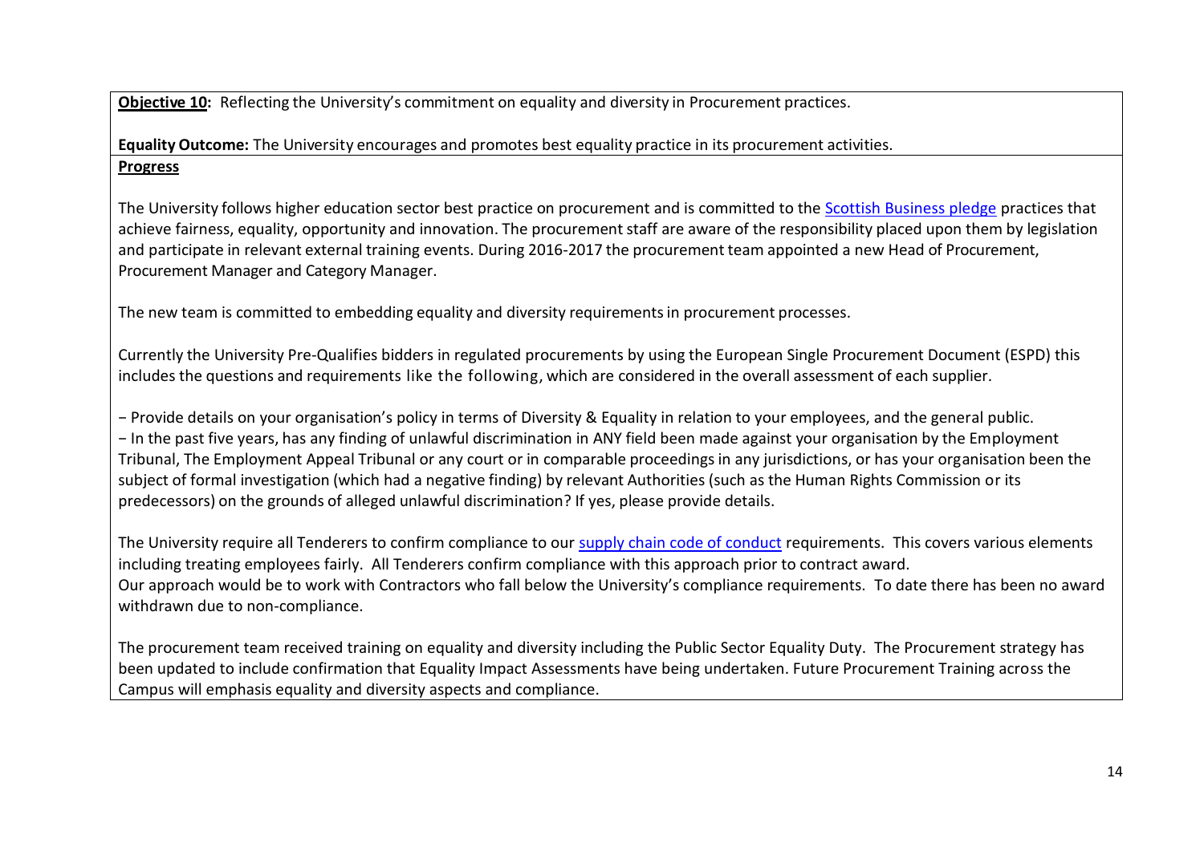**Objective 10:** Reflecting the University's commitment on equality and diversity in Procurement practices.

**Equality Outcome:** The University encourages and promotes best equality practice in its procurement activities.

**Progress**

The University follows higher education sector best practice on procurement and is committed to the Scottish Business pledge practices that achieve fairness, equality, opportunity and innovation. The procurement staff are aware of the responsibility placed upon them by legislation and participate in relevant external training events. During 2016-2017 the procurement team appointed a new Head of Procurement, Procurement Manager and Category Manager.

The new team is committed to embedding equality and diversity requirements in procurement processes.

Currently the University Pre-Qualifies bidders in regulated procurements by using the European Single Procurement Document (ESPD) this includes the questions and requirements like the following, which are considered in the overall assessment of each supplier.

- Provide details on your organisation's policy in terms of Diversity & Equality in relation to your employees, and the general public.
- In the past five years, has any finding of unlawful discrimination in ANY field been made against your organisation by the Employment Tribunal, The Employment Appeal Tribunal or any court or in comparable proceedings in any jurisdictions, or has your organisation been the subject of formal investigation (which had a negative finding) by relevant Authorities (such as the Human Rights Commission or its predecessors) on the grounds of alleged unlawful discrimination? If yes, please provide details.

The University require all Tenderers to confirm compliance to our supply chain code of conduct requirements. This covers various elements including treating employees fairly. All Tenderers confirm compliance with this approach prior to contract award.
Our approach would be to work with Contractors who fall below the University's compliance requirements. To date there has been no award withdrawn due to non-compliance.

The procurement team received training on equality and diversity including the Public Sector Equality Duty. The Procurement strategy has been updated to include confirmation that Equality Impact Assessments have being undertaken. Future Procurement Training across the Campus will emphasis equality and diversity aspects and compliance.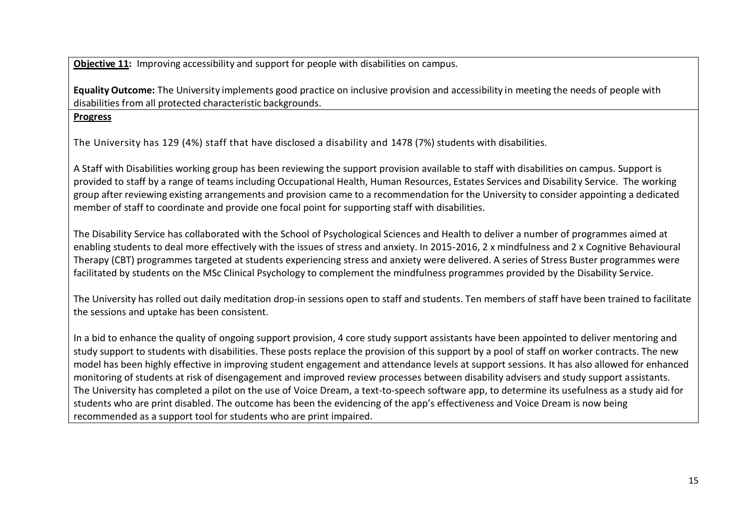**Objective 11:** Improving accessibility and support for people with disabilities on campus.

**Equality Outcome:** The University implements good practice on inclusive provision and accessibility in meeting the needs of people with disabilities from all protected characteristic backgrounds.

**Progress**

The University has 129 (4%) staff that have disclosed a disability and 1478 (7%) students with disabilities.

A Staff with Disabilities working group has been reviewing the support provision available to staff with disabilities on campus. Support is provided to staff by a range of teams including Occupational Health, Human Resources, Estates Services and Disability Service. The working group after reviewing existing arrangements and provision came to a recommendation for the University to consider appointing a dedicated member of staff to coordinate and provide one focal point for supporting staff with disabilities.

The Disability Service has collaborated with the School of Psychological Sciences and Health to deliver a number of programmes aimed at enabling students to deal more effectively with the issues of stress and anxiety. In 2015-2016, 2 x mindfulness and 2 x Cognitive Behavioural Therapy (CBT) programmes targeted at students experiencing stress and anxiety were delivered. A series of Stress Buster programmes were facilitated by students on the MSc Clinical Psychology to complement the mindfulness programmes provided by the Disability Service.

The University has rolled out daily meditation drop-in sessions open to staff and students. Ten members of staff have been trained to facilitate the sessions and uptake has been consistent.

In a bid to enhance the quality of ongoing support provision, 4 core study support assistants have been appointed to deliver mentoring and study support to students with disabilities. These posts replace the provision of this support by a pool of staff on worker contracts. The new model has been highly effective in improving student engagement and attendance levels at support sessions. It has also allowed for enhanced monitoring of students at risk of disengagement and improved review processes between disability advisers and study support assistants.
The University has completed a pilot on the use of Voice Dream, a text-to-speech software app, to determine its usefulness as a study aid for students who are print disabled. The outcome has been the evidencing of the app's effectiveness and Voice Dream is now being recommended as a support tool for students who are print impaired.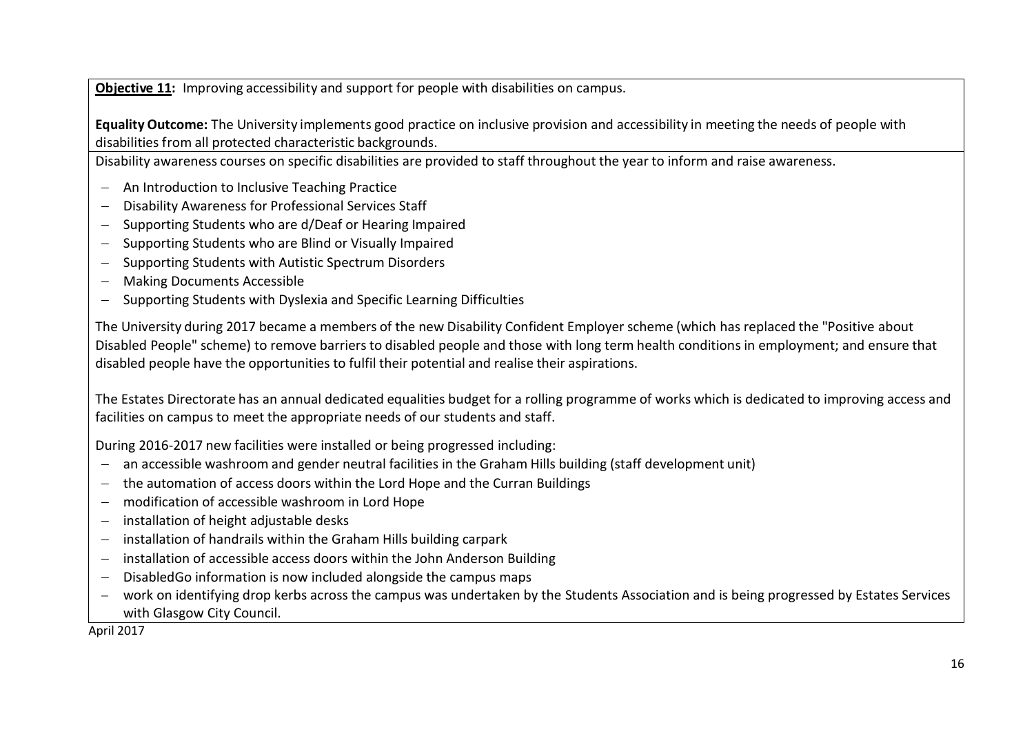**Objective 11:** Improving accessibility and support for people with disabilities on campus.

**Equality Outcome:** The University implements good practice on inclusive provision and accessibility in meeting the needs of people with disabilities from all protected characteristic backgrounds.

Disability awareness courses on specific disabilities are provided to staff throughout the year to inform and raise awareness.

- An Introduction to Inclusive Teaching Practice
- Disability Awareness for Professional Services Staff
- Supporting Students who are d/Deaf or Hearing Impaired
- Supporting Students who are Blind or Visually Impaired
- Supporting Students with Autistic Spectrum Disorders
- Making Documents Accessible
- Supporting Students with Dyslexia and Specific Learning Difficulties

The University during 2017 became a members of the new Disability Confident Employer scheme (which has replaced the "Positive about Disabled People" scheme) to remove barriers to disabled people and those with long term health conditions in employment; and ensure that disabled people have the opportunities to fulfil their potential and realise their aspirations.

The Estates Directorate has an annual dedicated equalities budget for a rolling programme of works which is dedicated to improving access and facilities on campus to meet the appropriate needs of our students and staff.

During 2016-2017 new facilities were installed or being progressed including:

- an accessible washroom and gender neutral facilities in the Graham Hills building (staff development unit)
- the automation of access doors within the Lord Hope and the Curran Buildings
- modification of accessible washroom in Lord Hope
- installation of height adjustable desks
- installation of handrails within the Graham Hills building carpark
- installation of accessible access doors within the John Anderson Building
- DisabledGo information is now included alongside the campus maps
- work on identifying drop kerbs across the campus was undertaken by the Students Association and is being progressed by Estates Services with Glasgow City Council.

April 2017